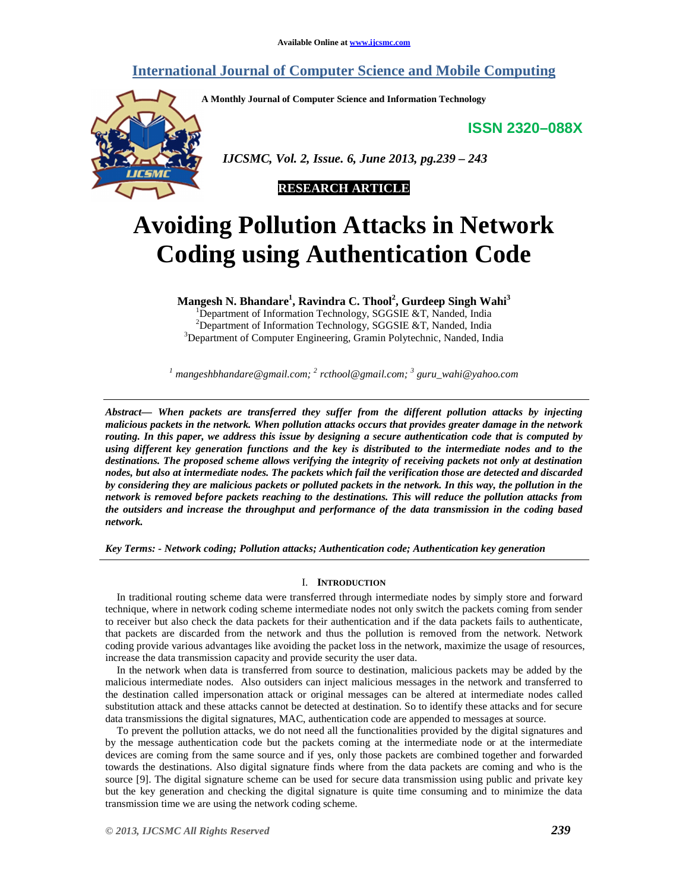# Avoiding Pollution Attacks in Network Coding using Authentication Code

**Mangesh N. Bhandare[1], Ravindra C. Thool[2], Gurdeep Singh Wahi[3]**

[1]Department of Information Technology, SGGSIE &T, Nanded, India
[2]Department of Information Technology, SGGSIE &T, Nanded, India
[3]Department of Computer Engineering, Gramin Polytechnic, Nanded, India

*[1] mangeshbhandare@gmail.com; [2] rcthool@gmail.com; [3] guru_wahi@yahoo.com*

***Abstract— When packets are transferred they suffer from the different pollution attacks by injecting malicious packets in the network. When pollution attacks occurs that provides greater damage in the network routing. In this paper, we address this issue by designing a secure authentication code that is computed by using different key generation functions and the key is distributed to the intermediate nodes and to the destinations. The proposed scheme allows verifying the integrity of receiving packets not only at destination nodes, but also at intermediate nodes. The packets which fail the verification those are detected and discarded by considering they are malicious packets or polluted packets in the network. In this way, the pollution in the network is removed before packets reaching to the destinations. This will reduce the pollution attacks from the outsiders and increase the throughput and performance of the data transmission in the coding based network.***

***Key Terms: - Network coding; Pollution attacks; Authentication code; Authentication key generation***

## I. Introduction

In traditional routing scheme data were transferred through intermediate nodes by simply store and forward technique, where in network coding scheme intermediate nodes not only switch the packets coming from sender to receiver but also check the data packets for their authentication and if the data packets fails to authenticate, that packets are discarded from the network and thus the pollution is removed from the network. Network coding provide various advantages like avoiding the packet loss in the network, maximize the usage of resources, increase the data transmission capacity and provide security the user data.

In the network when data is transferred from source to destination, malicious packets may be added by the malicious intermediate nodes. Also outsiders can inject malicious messages in the network and transferred to the destination called impersonation attack or original messages can be altered at intermediate nodes called substitution attack and these attacks cannot be detected at destination. So to identify these attacks and for secure data transmissions the digital signatures, MAC, authentication code are appended to messages at source.

To prevent the pollution attacks, we do not need all the functionalities provided by the digital signatures and by the message authentication code but the packets coming at the intermediate node or at the intermediate devices are coming from the same source and if yes, only those packets are combined together and forwarded towards the destinations. Also digital signature finds where from the data packets are coming and who is the source [9]. The digital signature scheme can be used for secure data transmission using public and private key but the key generation and checking the digital signature is quite time consuming and to minimize the data transmission time we are using the network coding scheme.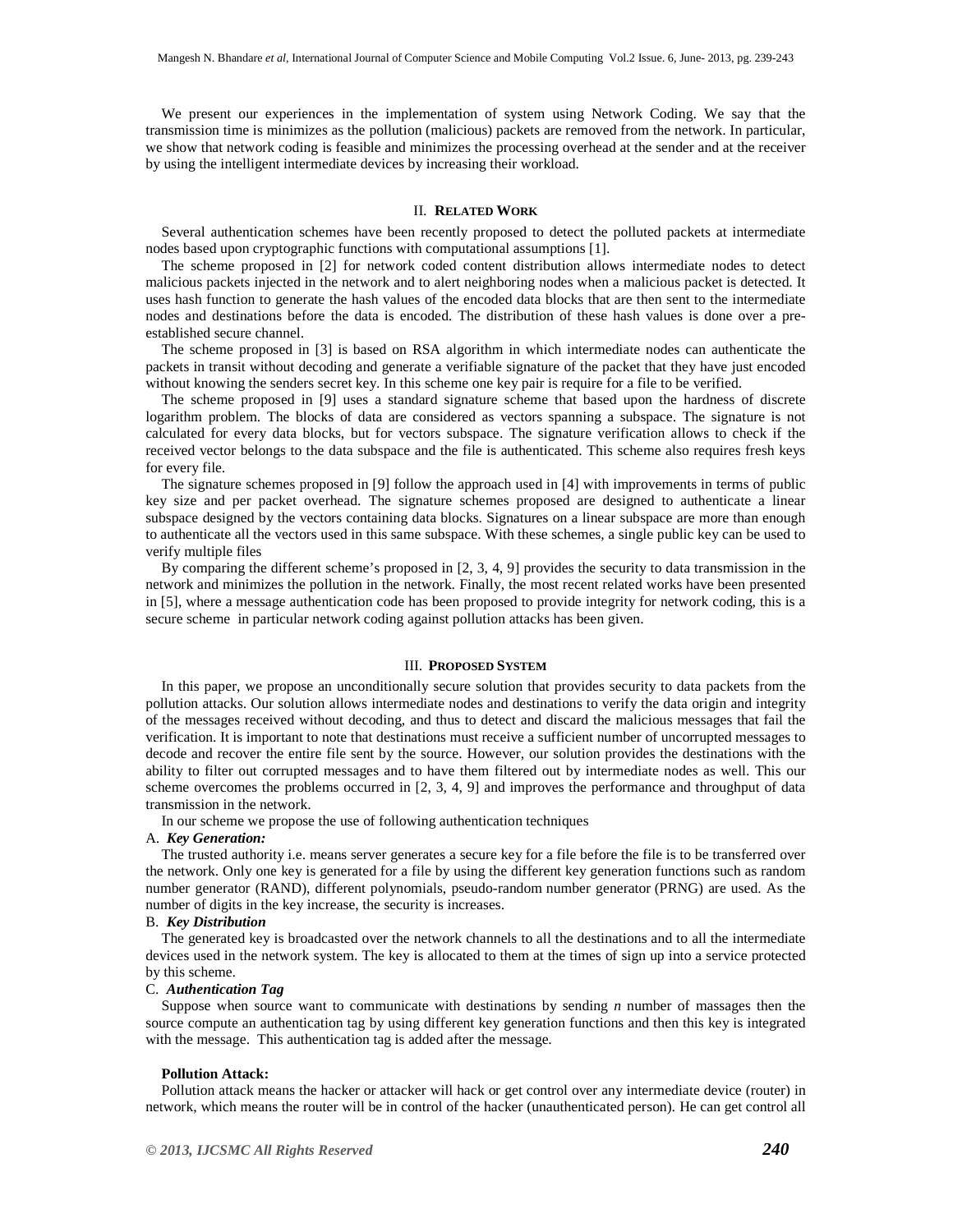We present our experiences in the implementation of system using Network Coding. We say that the transmission time is minimizes as the pollution (malicious) packets are removed from the network. In particular, we show that network coding is feasible and minimizes the processing overhead at the sender and at the receiver by using the intelligent intermediate devices by increasing their workload.

## II. **RELATED WORK**

Several authentication schemes have been recently proposed to detect the polluted packets at intermediate nodes based upon cryptographic functions with computational assumptions [1].

The scheme proposed in [2] for network coded content distribution allows intermediate nodes to detect malicious packets injected in the network and to alert neighboring nodes when a malicious packet is detected. It uses hash function to generate the hash values of the encoded data blocks that are then sent to the intermediate nodes and destinations before the data is encoded. The distribution of these hash values is done over a pre-established secure channel.

The scheme proposed in [3] is based on RSA algorithm in which intermediate nodes can authenticate the packets in transit without decoding and generate a verifiable signature of the packet that they have just encoded without knowing the senders secret key. In this scheme one key pair is require for a file to be verified.

The scheme proposed in [9] uses a standard signature scheme that based upon the hardness of discrete logarithm problem. The blocks of data are considered as vectors spanning a subspace. The signature is not calculated for every data blocks, but for vectors subspace. The signature verification allows to check if the received vector belongs to the data subspace and the file is authenticated. This scheme also requires fresh keys for every file.

The signature schemes proposed in [9] follow the approach used in [4] with improvements in terms of public key size and per packet overhead. The signature schemes proposed are designed to authenticate a linear subspace designed by the vectors containing data blocks. Signatures on a linear subspace are more than enough to authenticate all the vectors used in this same subspace. With these schemes, a single public key can be used to verify multiple files

By comparing the different scheme's proposed in [2, 3, 4, 9] provides the security to data transmission in the network and minimizes the pollution in the network. Finally, the most recent related works have been presented in [5], where a message authentication code has been proposed to provide integrity for network coding, this is a secure scheme in particular network coding against pollution attacks has been given.

## III. **PROPOSED SYSTEM**

In this paper, we propose an unconditionally secure solution that provides security to data packets from the pollution attacks. Our solution allows intermediate nodes and destinations to verify the data origin and integrity of the messages received without decoding, and thus to detect and discard the malicious messages that fail the verification. It is important to note that destinations must receive a sufficient number of uncorrupted messages to decode and recover the entire file sent by the source. However, our solution provides the destinations with the ability to filter out corrupted messages and to have them filtered out by intermediate nodes as well. This our scheme overcomes the problems occurred in [2, 3, 4, 9] and improves the performance and throughput of data transmission in the network.

In our scheme we propose the use of following authentication techniques

### A. *Key Generation:*

The trusted authority i.e. means server generates a secure key for a file before the file is to be transferred over the network. Only one key is generated for a file by using the different key generation functions such as random number generator (RAND), different polynomials, pseudo-random number generator (PRNG) are used. As the number of digits in the key increase, the security is increases.

### B. *Key Distribution*

The generated key is broadcasted over the network channels to all the destinations and to all the intermediate devices used in the network system. The key is allocated to them at the times of sign up into a service protected by this scheme.

### C. *Authentication Tag*

Suppose when source want to communicate with destinations by sending *n* number of massages then the source compute an authentication tag by using different key generation functions and then this key is integrated with the message. This authentication tag is added after the message.

**Pollution Attack:**

Pollution attack means the hacker or attacker will hack or get control over any intermediate device (router) in network, which means the router will be in control of the hacker (unauthenticated person). He can get control all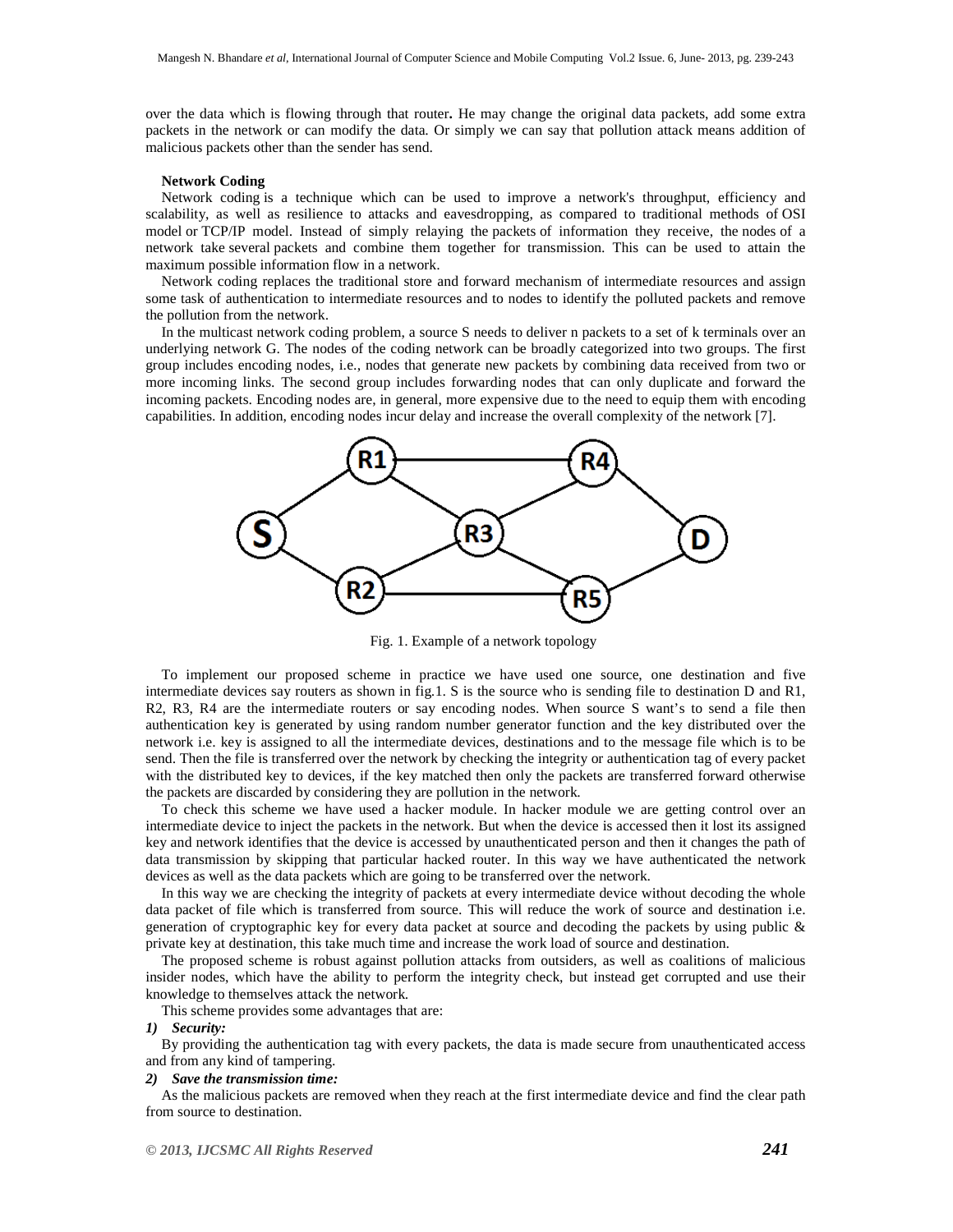over the data which is flowing through that router**.** He may change the original data packets, add some extra packets in the network or can modify the data. Or simply we can say that pollution attack means addition of malicious packets other than the sender has send.

**Network Coding**

Network coding is a technique which can be used to improve a network's throughput, efficiency and scalability, as well as resilience to attacks and eavesdropping, as compared to traditional methods of OSI model or TCP/IP model. Instead of simply relaying the packets of information they receive, the nodes of a network take several packets and combine them together for transmission. This can be used to attain the maximum possible information flow in a network.

Network coding replaces the traditional store and forward mechanism of intermediate resources and assign some task of authentication to intermediate resources and to nodes to identify the polluted packets and remove the pollution from the network.

In the multicast network coding problem, a source S needs to deliver n packets to a set of k terminals over an underlying network G. The nodes of the coding network can be broadly categorized into two groups. The first group includes encoding nodes, i.e., nodes that generate new packets by combining data received from two or more incoming links. The second group includes forwarding nodes that can only duplicate and forward the incoming packets. Encoding nodes are, in general, more expensive due to the need to equip them with encoding capabilities. In addition, encoding nodes incur delay and increase the overall complexity of the network [7].

Fig. 1. Example of a network topology

To implement our proposed scheme in practice we have used one source, one destination and five intermediate devices say routers as shown in fig.1. S is the source who is sending file to destination D and R1, R2, R3, R4 are the intermediate routers or say encoding nodes. When source S want's to send a file then authentication key is generated by using random number generator function and the key distributed over the network i.e. key is assigned to all the intermediate devices, destinations and to the message file which is to be send. Then the file is transferred over the network by checking the integrity or authentication tag of every packet with the distributed key to devices, if the key matched then only the packets are transferred forward otherwise the packets are discarded by considering they are pollution in the network.

To check this scheme we have used a hacker module. In hacker module we are getting control over an intermediate device to inject the packets in the network. But when the device is accessed then it lost its assigned key and network identifies that the device is accessed by unauthenticated person and then it changes the path of data transmission by skipping that particular hacked router. In this way we have authenticated the network devices as well as the data packets which are going to be transferred over the network.

In this way we are checking the integrity of packets at every intermediate device without decoding the whole data packet of file which is transferred from source. This will reduce the work of source and destination i.e. generation of cryptographic key for every data packet at source and decoding the packets by using public & private key at destination, this take much time and increase the work load of source and destination.

The proposed scheme is robust against pollution attacks from outsiders, as well as coalitions of malicious insider nodes, which have the ability to perform the integrity check, but instead get corrupted and use their knowledge to themselves attack the network.

This scheme provides some advantages that are:

***1) Security:***

By providing the authentication tag with every packets, the data is made secure from unauthenticated access and from any kind of tampering.

***2) Save the transmission time:***

As the malicious packets are removed when they reach at the first intermediate device and find the clear path from source to destination.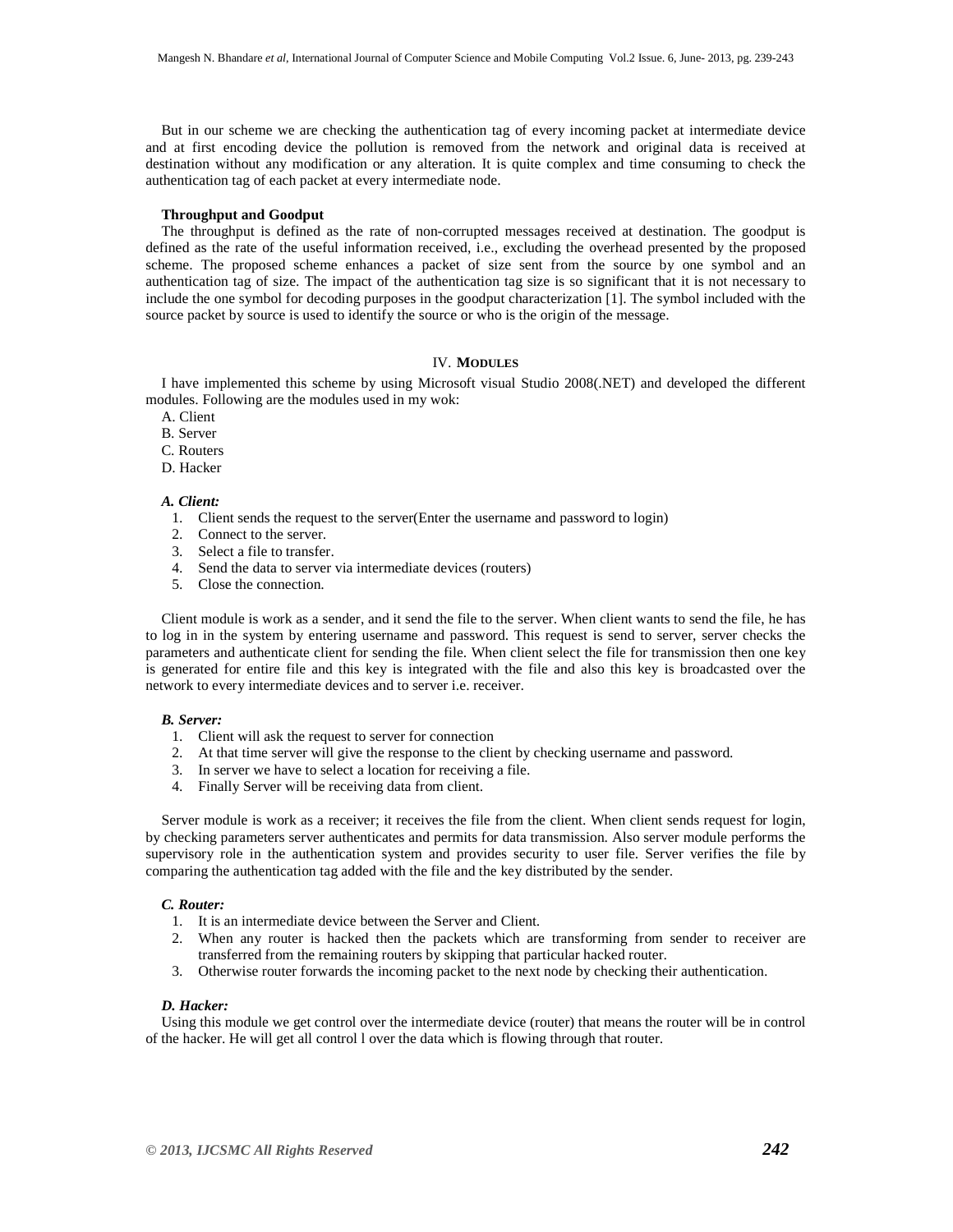But in our scheme we are checking the authentication tag of every incoming packet at intermediate device and at first encoding device the pollution is removed from the network and original data is received at destination without any modification or any alteration. It is quite complex and time consuming to check the authentication tag of each packet at every intermediate node.

**Throughput and Goodput**

The throughput is defined as the rate of non-corrupted messages received at destination. The goodput is defined as the rate of the useful information received, i.e., excluding the overhead presented by the proposed scheme. The proposed scheme enhances a packet of size sent from the source by one symbol and an authentication tag of size. The impact of the authentication tag size is so significant that it is not necessary to include the one symbol for decoding purposes in the goodput characterization [1]. The symbol included with the source packet by source is used to identify the source or who is the origin of the message.

## IV. MODULES

I have implemented this scheme by using Microsoft visual Studio 2008(.NET) and developed the different modules. Following are the modules used in my wok:

A. Client
B. Server
C. Routers
D. Hacker

### *A. Client:*

1. Client sends the request to the server(Enter the username and password to login)
2. Connect to the server.
3. Select a file to transfer.
4. Send the data to server via intermediate devices (routers)
5. Close the connection.

Client module is work as a sender, and it send the file to the server. When client wants to send the file, he has to log in in the system by entering username and password. This request is send to server, server checks the parameters and authenticate client for sending the file. When client select the file for transmission then one key is generated for entire file and this key is integrated with the file and also this key is broadcasted over the network to every intermediate devices and to server i.e. receiver.

### *B. Server:*

1. Client will ask the request to server for connection
2. At that time server will give the response to the client by checking username and password.
3. In server we have to select a location for receiving a file.
4. Finally Server will be receiving data from client.

Server module is work as a receiver; it receives the file from the client. When client sends request for login, by checking parameters server authenticates and permits for data transmission. Also server module performs the supervisory role in the authentication system and provides security to user file. Server verifies the file by comparing the authentication tag added with the file and the key distributed by the sender.

### *C. Router:*

1. It is an intermediate device between the Server and Client.
2. When any router is hacked then the packets which are transforming from sender to receiver are transferred from the remaining routers by skipping that particular hacked router.
3. Otherwise router forwards the incoming packet to the next node by checking their authentication.

### *D. Hacker:*

Using this module we get control over the intermediate device (router) that means the router will be in control of the hacker. He will get all control l over the data which is flowing through that router.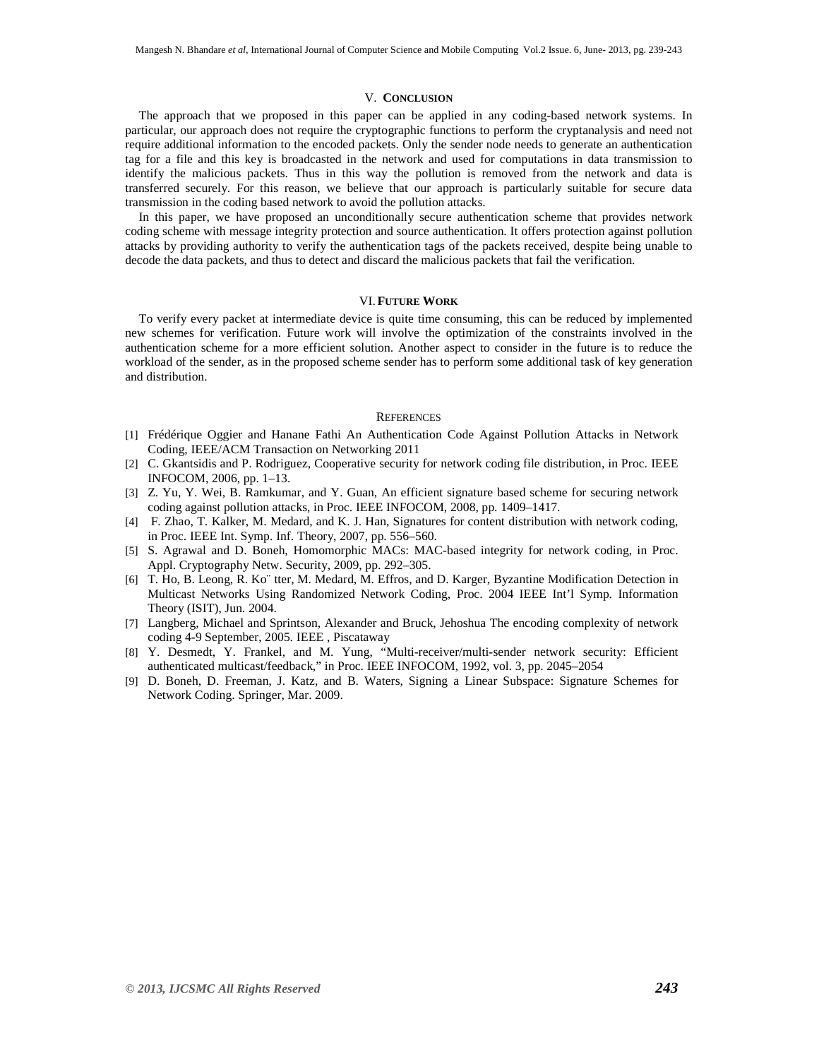## V. CONCLUSION

The approach that we proposed in this paper can be applied in any coding-based network systems. In particular, our approach does not require the cryptographic functions to perform the cryptanalysis and need not require additional information to the encoded packets. Only the sender node needs to generate an authentication tag for a file and this key is broadcasted in the network and used for computations in data transmission to identify the malicious packets. Thus in this way the pollution is removed from the network and data is transferred securely. For this reason, we believe that our approach is particularly suitable for secure data transmission in the coding based network to avoid the pollution attacks.

In this paper, we have proposed an unconditionally secure authentication scheme that provides network coding scheme with message integrity protection and source authentication. It offers protection against pollution attacks by providing authority to verify the authentication tags of the packets received, despite being unable to decode the data packets, and thus to detect and discard the malicious packets that fail the verification.

## VI. FUTURE WORK

To verify every packet at intermediate device is quite time consuming, this can be reduced by implemented new schemes for verification. Future work will involve the optimization of the constraints involved in the authentication scheme for a more efficient solution. Another aspect to consider in the future is to reduce the workload of the sender, as in the proposed scheme sender has to perform some additional task of key generation and distribution.

## REFERENCES

[1] Frédérique Oggier and Hanane Fathi An Authentication Code Against Pollution Attacks in Network Coding, IEEE/ACM Transaction on Networking 2011

[2] C. Gkantsidis and P. Rodriguez, Cooperative security for network coding file distribution, in Proc. IEEE INFOCOM, 2006, pp. 1–13.

[3] Z. Yu, Y. Wei, B. Ramkumar, and Y. Guan, An efficient signature based scheme for securing network coding against pollution attacks, in Proc. IEEE INFOCOM, 2008, pp. 1409–1417.

[4] F. Zhao, T. Kalker, M. Medard, and K. J. Han, Signatures for content distribution with network coding, in Proc. IEEE Int. Symp. Inf. Theory, 2007, pp. 556–560.

[5] S. Agrawal and D. Boneh, Homomorphic MACs: MAC-based integrity for network coding, in Proc. Appl. Cryptography Netw. Security, 2009, pp. 292–305.

[6] T. Ho, B. Leong, R. Ko¨ tter, M. Medard, M. Effros, and D. Karger, Byzantine Modification Detection in Multicast Networks Using Randomized Network Coding, Proc. 2004 IEEE Int'l Symp. Information Theory (ISIT), Jun. 2004.

[7] Langberg, Michael and Sprintson, Alexander and Bruck, Jehoshua The encoding complexity of network coding 4-9 September, 2005. IEEE , Piscataway

[8] Y. Desmedt, Y. Frankel, and M. Yung, "Multi-receiver/multi-sender network security: Efficient authenticated multicast/feedback," in Proc. IEEE INFOCOM, 1992, vol. 3, pp. 2045–2054

[9] D. Boneh, D. Freeman, J. Katz, and B. Waters, Signing a Linear Subspace: Signature Schemes for Network Coding. Springer, Mar. 2009.